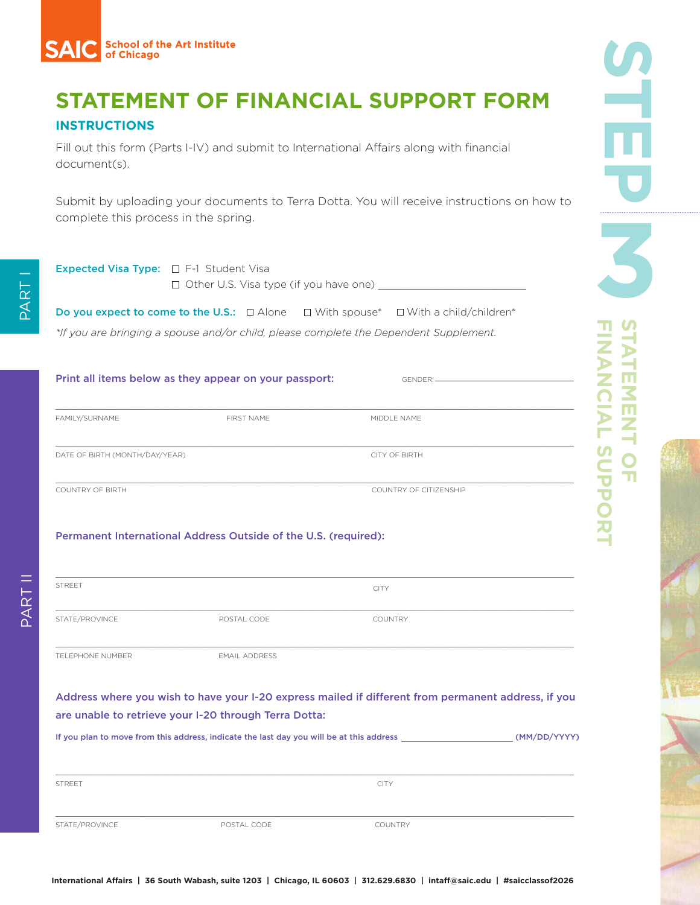SAIC School of the Art Institute of Chicago

# STATEMENT OF FINANCIAL SUPPORT FORM

STEP 3 — STATEMENT OF FINANCIAL SUPPORT

## INSTRUCTIONS

Fill out this form (Parts I-IV) and submit to International Affairs along with financial document(s).

Submit by uploading your documents to Terra Dotta. You will receive instructions on how to complete this process in the spring.

## PART I

**Expected Visa Type:**
- ☐ F-1 Student Visa
- ☐ Other U.S. Visa type (if you have one) ___________________________

**Do you expect to come to the U.S.:** ☐ Alone ☐ With spouse* ☐ With a child/children*

*\*If you are bringing a spouse and/or child, please complete the Dependent Supplement.*

## PART II

**Print all items below as they appear on your passport:**

GENDER: ___________________________

FAMILY/SURNAME ___________________________ FIRST NAME ___________________________ MIDDLE NAME ___________________________

DATE OF BIRTH (MONTH/DAY/YEAR) ___________________________ CITY OF BIRTH ___________________________

COUNTRY OF BIRTH ___________________________ COUNTRY OF CITIZENSHIP ___________________________

**Permanent International Address Outside of the U.S. (required):**

STREET ___________________________ CITY ___________________________

STATE/PROVINCE ___________________________ POSTAL CODE ___________________________ COUNTRY ___________________________

TELEPHONE NUMBER ___________________________ EMAIL ADDRESS ___________________________

**Address where you wish to have your I-20 express mailed if different from permanent address, if you are unable to retrieve your I-20 through Terra Dotta:**

If you plan to move from this address, indicate the last day you will be at this address ___________________________ (MM/DD/YYYY)

STREET ___________________________ CITY ___________________________

STATE/PROVINCE ___________________________ POSTAL CODE ___________________________ COUNTRY ___________________________

**International Affairs | 36 South Wabash, suite 1203 | Chicago, IL 60603 | 312.629.6830 | intaff@saic.edu | #saicclassof2026**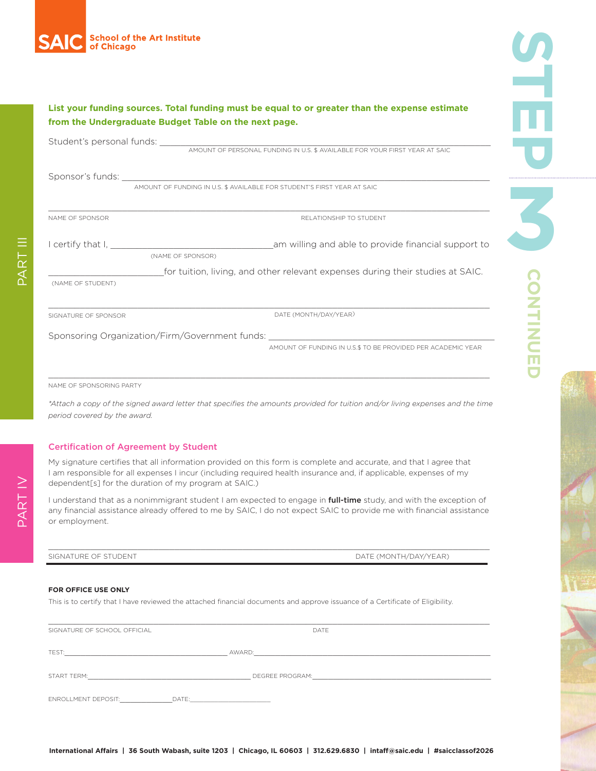SAIC School of the Art Institute of Chicago

# STEP 3 CONTINUED

## PART III

**List your funding sources. Total funding must be equal to or greater than the expense estimate from the Undergraduate Budget Table on the next page.**

Student's personal funds: ____________________________________________
AMOUNT OF PERSONAL FUNDING IN U.S. $ AVAILABLE FOR YOUR FIRST YEAR AT SAIC

Sponsor's funds: ____________________________________________
AMOUNT OF FUNDING IN U.S. $ AVAILABLE FOR STUDENT'S FIRST YEAR AT SAIC

____________________________________________
NAME OF SPONSOR | RELATIONSHIP TO STUDENT

I certify that I, ______________________ am willing and able to provide financial support to
(NAME OF SPONSOR)

______________________ for tuition, living, and other relevant expenses during their studies at SAIC.
(NAME OF STUDENT)

____________________________________________
SIGNATURE OF SPONSOR | DATE (MONTH/DAY/YEAR)

Sponsoring Organization/Firm/Government funds: ______________________
AMOUNT OF FUNDING IN U.S.$ TO BE PROVIDED PER ACADEMIC YEAR

____________________________________________
NAME OF SPONSORING PARTY

*\*Attach a copy of the signed award letter that specifies the amounts provided for tuition and/or living expenses and the time period covered by the award.*

## PART IV

### Certification of Agreement by Student

My signature certifies that all information provided on this form is complete and accurate, and that I agree that I am responsible for all expenses I incur (including required health insurance and, if applicable, expenses of my dependent[s] for the duration of my program at SAIC.)

I understand that as a nonimmigrant student I am expected to engage in **full-time** study, and with the exception of any financial assistance already offered to me by SAIC, I do not expect SAIC to provide me with financial assistance or employment.

____________________________________________
SIGNATURE OF STUDENT | DATE (MONTH/DAY/YEAR)

**FOR OFFICE USE ONLY**

This is to certify that I have reviewed the attached financial documents and approve issuance of a Certificate of Eligibility.

____________________________________________
SIGNATURE OF SCHOOL OFFICIAL | DATE

TEST: ______________________ AWARD: ______________________

START TERM: ______________________ DEGREE PROGRAM: ______________________

ENROLLMENT DEPOSIT: ______________ DATE: ______________

**International Affairs | 36 South Wabash, suite 1203 | Chicago, IL 60603 | 312.629.6830 | intaff@saic.edu | #saicclassof2026**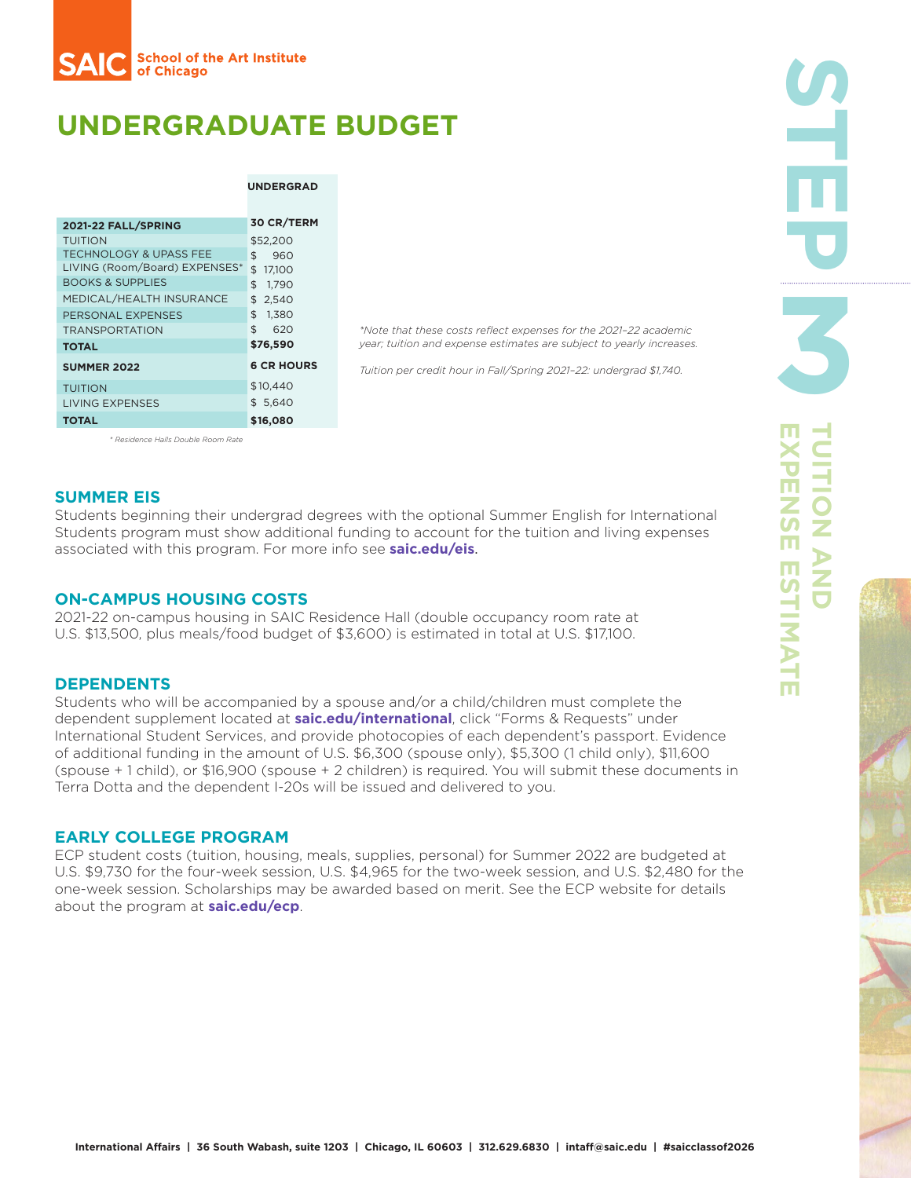SAIC School of the Art Institute of Chicago

# UNDERGRADUATE BUDGET

| | UNDERGRAD |
|---|---|
| **2021-22 FALL/SPRING** | **30 CR/TERM** |
| TUITION | $52,200 |
| TECHNOLOGY & UPASS FEE | $ 960 |
| LIVING (Room/Board) EXPENSES* | $ 17,100 |
| BOOKS & SUPPLIES | $ 1,790 |
| MEDICAL/HEALTH INSURANCE | $ 2,540 |
| PERSONAL EXPENSES | $ 1,380 |
| TRANSPORTATION | $ 620 |
| **TOTAL** | **$76,590** |
| **SUMMER 2022** | **6 CR HOURS** |
| TUITION | $10,440 |
| LIVING EXPENSES | $ 5,640 |
| **TOTAL** | **$16,080** |

*\* Residence Halls Double Room Rate*

*\*Note that these costs reflect expenses for the 2021–22 academic year; tuition and expense estimates are subject to yearly increases.*

*Tuition per credit hour in Fall/Spring 2021–22: undergrad $1,740.*

STEP 3 TUITION AND EXPENSE ESTIMATE

## SUMMER EIS

Students beginning their undergrad degrees with the optional Summer English for International Students program must show additional funding to account for the tuition and living expenses associated with this program. For more info see **saic.edu/eis**.

## ON-CAMPUS HOUSING COSTS

2021-22 on-campus housing in SAIC Residence Hall (double occupancy room rate at U.S. $13,500, plus meals/food budget of $3,600) is estimated in total at U.S. $17,100.

## DEPENDENTS

Students who will be accompanied by a spouse and/or a child/children must complete the dependent supplement located at **saic.edu/international**, click "Forms & Requests" under International Student Services, and provide photocopies of each dependent's passport. Evidence of additional funding in the amount of U.S. $6,300 (spouse only), $5,300 (1 child only), $11,600 (spouse + 1 child), or $16,900 (spouse + 2 children) is required. You will submit these documents in Terra Dotta and the dependent I-20s will be issued and delivered to you.

## EARLY COLLEGE PROGRAM

ECP student costs (tuition, housing, meals, supplies, personal) for Summer 2022 are budgeted at U.S. $9,730 for the four-week session, U.S. $4,965 for the two-week session, and U.S. $2,480 for the one-week session. Scholarships may be awarded based on merit. See the ECP website for details about the program at **saic.edu/ecp**.

International Affairs | 36 South Wabash, suite 1203 | Chicago, IL 60603 | 312.629.6830 | intaff@saic.edu | #saicclassof2026